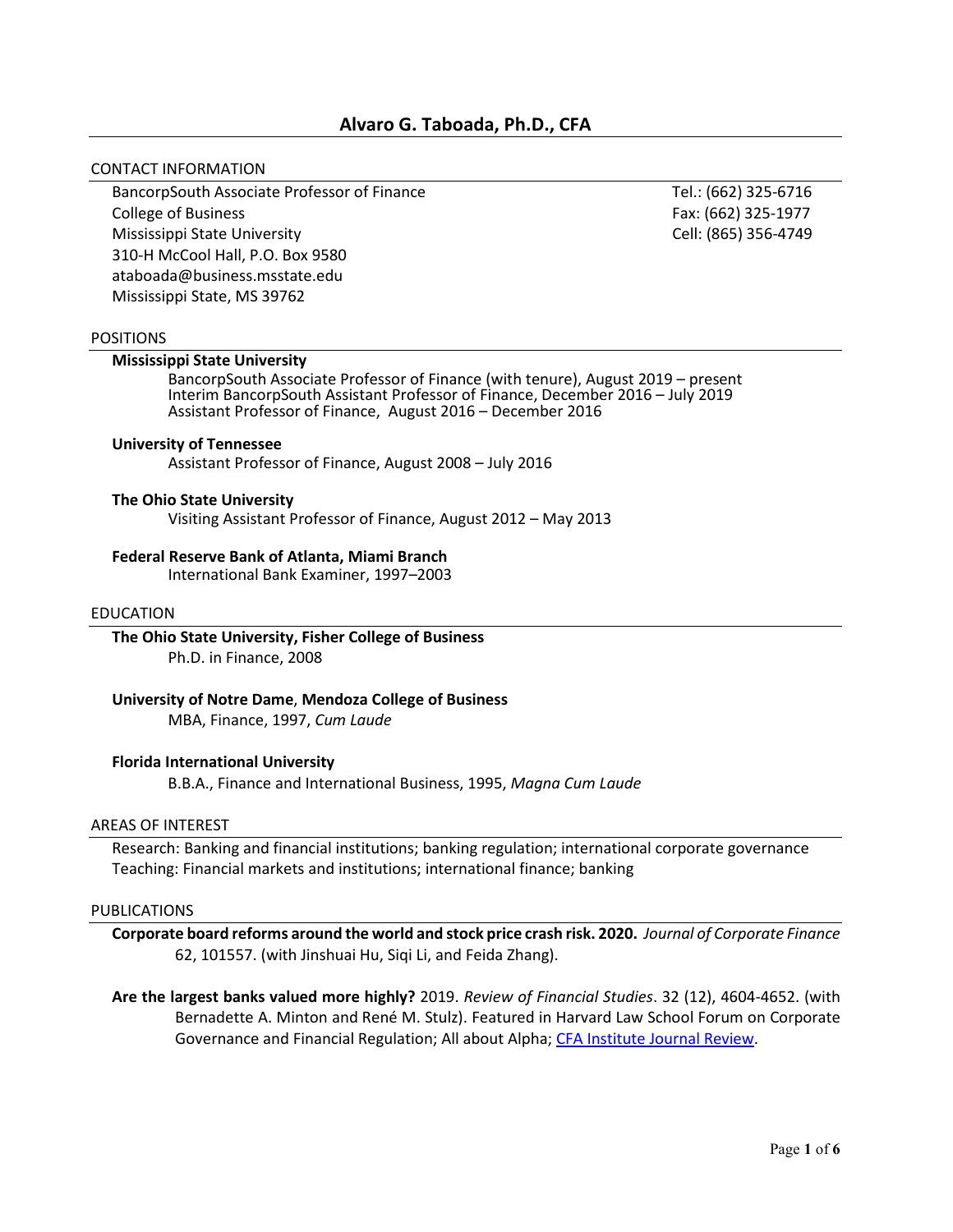# Alvaro G. Taboada, Ph.D., CFA

## CONTACT INFORMATION

BancorpSouth Associate Professor of Finance
College of Business
Mississippi State University
310-H McCool Hall, P.O. Box 9580
ataboada@business.msstate.edu
Mississippi State, MS 39762

Tel.: (662) 325-6716
Fax: (662) 325-1977
Cell: (865) 356-4749

## POSITIONS

**Mississippi State University**

BancorpSouth Associate Professor of Finance (with tenure), August 2019 – present
Interim BancorpSouth Assistant Professor of Finance, December 2016 – July 2019
Assistant Professor of Finance, August 2016 – December 2016

**University of Tennessee**

Assistant Professor of Finance, August 2008 – July 2016

**The Ohio State University**

Visiting Assistant Professor of Finance, August 2012 – May 2013

**Federal Reserve Bank of Atlanta, Miami Branch**

International Bank Examiner, 1997–2003

## EDUCATION

**The Ohio State University, Fisher College of Business**

Ph.D. in Finance, 2008

**University of Notre Dame**, **Mendoza College of Business**

MBA, Finance, 1997, *Cum Laude*

**Florida International University**

B.B.A., Finance and International Business, 1995, *Magna Cum Laude*

## AREAS OF INTEREST

Research: Banking and financial institutions; banking regulation; international corporate governance
Teaching: Financial markets and institutions; international finance; banking

## PUBLICATIONS

**Corporate board reforms around the world and stock price crash risk. 2020.** *Journal of Corporate Finance* 62, 101557. (with Jinshuai Hu, Siqi Li, and Feida Zhang).

**Are the largest banks valued more highly?** 2019. *Review of Financial Studies*. 32 (12), 4604-4652. (with Bernadette A. Minton and René M. Stulz). Featured in Harvard Law School Forum on Corporate Governance and Financial Regulation; All about Alpha; CFA Institute Journal Review.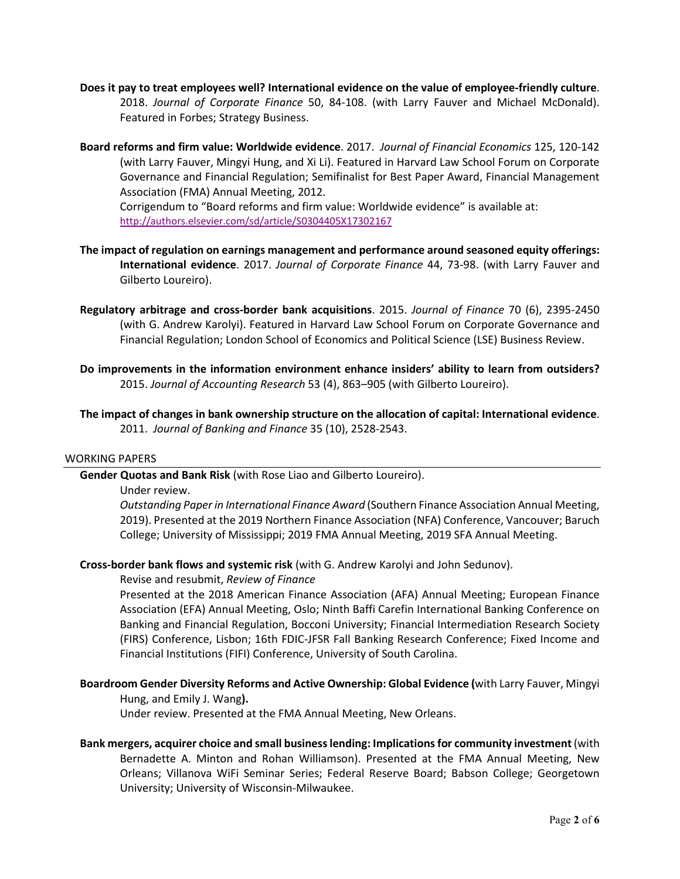**Does it pay to treat employees well? International evidence on the value of employee-friendly culture**. 2018. *Journal of Corporate Finance* 50, 84-108. (with Larry Fauver and Michael McDonald). Featured in Forbes; Strategy Business.

**Board reforms and firm value: Worldwide evidence**. 2017. *Journal of Financial Economics* 125, 120-142 (with Larry Fauver, Mingyi Hung, and Xi Li). Featured in Harvard Law School Forum on Corporate Governance and Financial Regulation; Semifinalist for Best Paper Award, Financial Management Association (FMA) Annual Meeting, 2012.
Corrigendum to "Board reforms and firm value: Worldwide evidence" is available at: http://authors.elsevier.com/sd/article/S0304405X17302167

**The impact of regulation on earnings management and performance around seasoned equity offerings: International evidence**. 2017. *Journal of Corporate Finance* 44, 73-98. (with Larry Fauver and Gilberto Loureiro).

**Regulatory arbitrage and cross-border bank acquisitions**. 2015. *Journal of Finance* 70 (6), 2395-2450 (with G. Andrew Karolyi). Featured in Harvard Law School Forum on Corporate Governance and Financial Regulation; London School of Economics and Political Science (LSE) Business Review.

**Do improvements in the information environment enhance insiders' ability to learn from outsiders?** 2015. *Journal of Accounting Research* 53 (4), 863–905 (with Gilberto Loureiro).

**The impact of changes in bank ownership structure on the allocation of capital: International evidence**. 2011. *Journal of Banking and Finance* 35 (10), 2528-2543.

## WORKING PAPERS

**Gender Quotas and Bank Risk** (with Rose Liao and Gilberto Loureiro).
Under review.
*Outstanding Paper in International Finance Award* (Southern Finance Association Annual Meeting, 2019). Presented at the 2019 Northern Finance Association (NFA) Conference, Vancouver; Baruch College; University of Mississippi; 2019 FMA Annual Meeting, 2019 SFA Annual Meeting.

**Cross-border bank flows and systemic risk** (with G. Andrew Karolyi and John Sedunov).
Revise and resubmit, *Review of Finance*
Presented at the 2018 American Finance Association (AFA) Annual Meeting; European Finance Association (EFA) Annual Meeting, Oslo; Ninth Baffi Carefin International Banking Conference on Banking and Financial Regulation, Bocconi University; Financial Intermediation Research Society (FIRS) Conference, Lisbon; 16th FDIC-JFSR Fall Banking Research Conference; Fixed Income and Financial Institutions (FIFI) Conference, University of South Carolina.

**Boardroom Gender Diversity Reforms and Active Ownership: Global Evidence (**with Larry Fauver, Mingyi Hung, and Emily J. Wang**).**
Under review. Presented at the FMA Annual Meeting, New Orleans.

**Bank mergers, acquirer choice and small business lending: Implications for community investment** (with Bernadette A. Minton and Rohan Williamson). Presented at the FMA Annual Meeting, New Orleans; Villanova WiFi Seminar Series; Federal Reserve Board; Babson College; Georgetown University; University of Wisconsin-Milwaukee.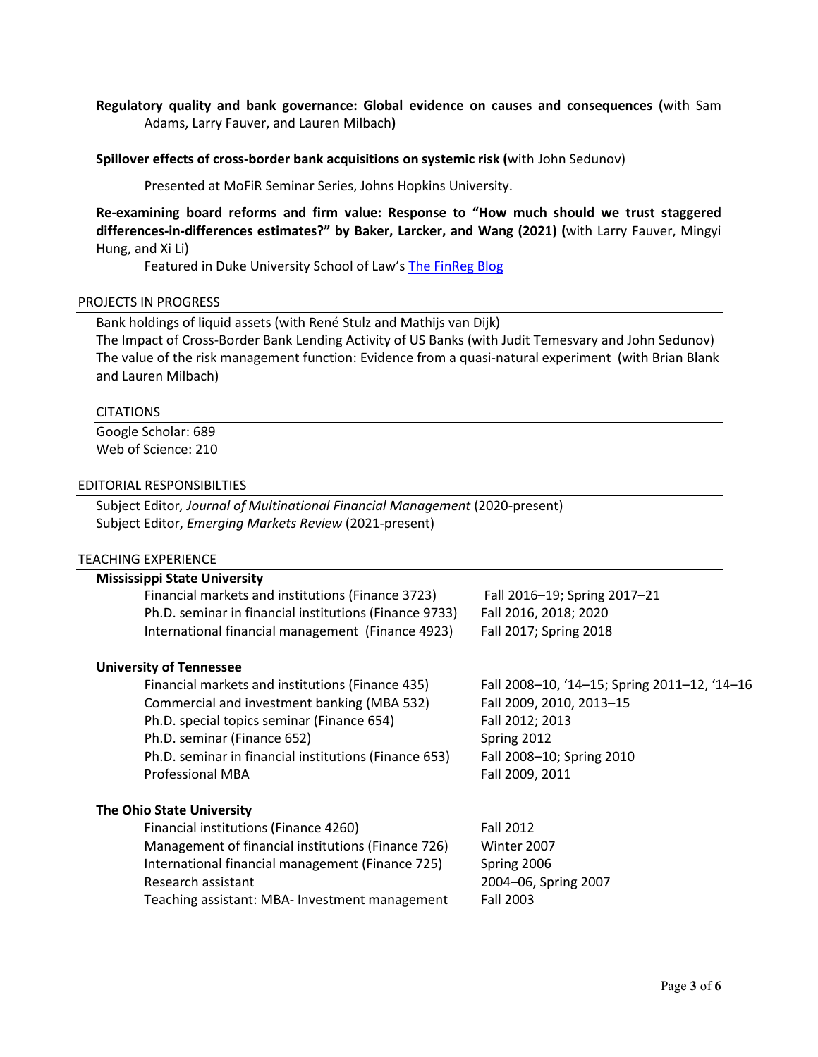**Regulatory quality and bank governance: Global evidence on causes and consequences (**with Sam Adams, Larry Fauver, and Lauren Milbach**)**

**Spillover effects of cross-border bank acquisitions on systemic risk (**with John Sedunov)

Presented at MoFiR Seminar Series, Johns Hopkins University.

**Re-examining board reforms and firm value: Response to "How much should we trust staggered differences-in-differences estimates?" by Baker, Larcker, and Wang (2021) (**with Larry Fauver, Mingyi Hung, and Xi Li)

Featured in Duke University School of Law's [The FinReg Blog]

## PROJECTS IN PROGRESS

Bank holdings of liquid assets (with René Stulz and Mathijs van Dijk)
The Impact of Cross-Border Bank Lending Activity of US Banks (with Judit Temesvary and John Sedunov)
The value of the risk management function: Evidence from a quasi-natural experiment (with Brian Blank and Lauren Milbach)

## CITATIONS

Google Scholar: 689
Web of Science: 210

## EDITORIAL RESPONSIBILTIES

Subject Editor*, Journal of Multinational Financial Management* (2020-present)
Subject Editor, *Emerging Markets Review* (2021-present)

## TEACHING EXPERIENCE

**Mississippi State University**

| Course | Terms |
|---|---|
| Financial markets and institutions (Finance 3723) | Fall 2016–19; Spring 2017–21 |
| Ph.D. seminar in financial institutions (Finance 9733) | Fall 2016, 2018; 2020 |
| International financial management (Finance 4923) | Fall 2017; Spring 2018 |

**University of Tennessee**

| Course | Terms |
|---|---|
| Financial markets and institutions (Finance 435) | Fall 2008–10, '14–15; Spring 2011–12, '14–16 |
| Commercial and investment banking (MBA 532) | Fall 2009, 2010, 2013–15 |
| Ph.D. special topics seminar (Finance 654) | Fall 2012; 2013 |
| Ph.D. seminar (Finance 652) | Spring 2012 |
| Ph.D. seminar in financial institutions (Finance 653) | Fall 2008–10; Spring 2010 |
| Professional MBA | Fall 2009, 2011 |

**The Ohio State University**

| Course | Terms |
|---|---|
| Financial institutions (Finance 4260) | Fall 2012 |
| Management of financial institutions (Finance 726) | Winter 2007 |
| International financial management (Finance 725) | Spring 2006 |
| Research assistant | 2004–06, Spring 2007 |
| Teaching assistant: MBA- Investment management | Fall 2003 |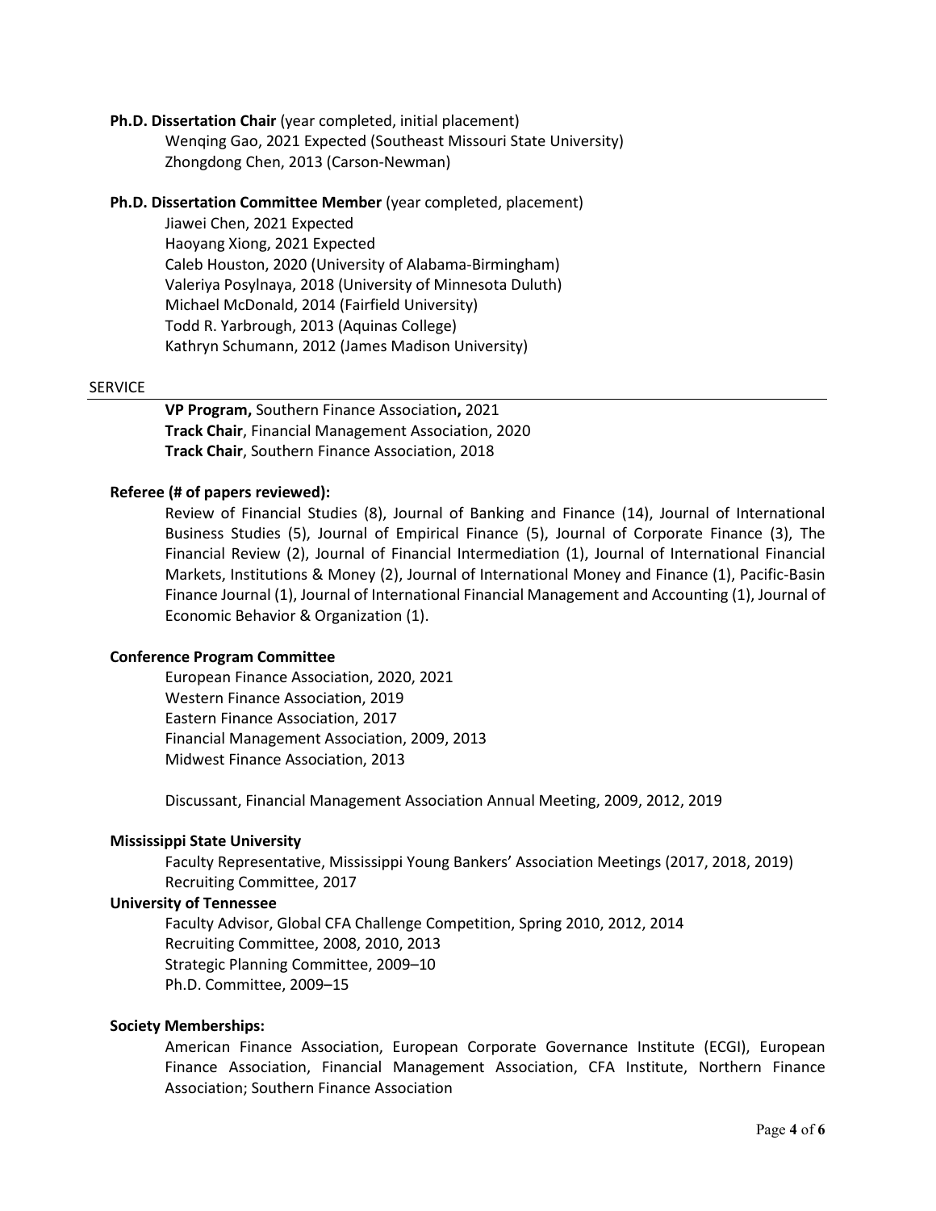**Ph.D. Dissertation Chair** (year completed, initial placement)

Wenqing Gao, 2021 Expected (Southeast Missouri State University)
Zhongdong Chen, 2013 (Carson-Newman)

**Ph.D. Dissertation Committee Member** (year completed, placement)

Jiawei Chen, 2021 Expected
Haoyang Xiong, 2021 Expected
Caleb Houston, 2020 (University of Alabama-Birmingham)
Valeriya Posylnaya, 2018 (University of Minnesota Duluth)
Michael McDonald, 2014 (Fairfield University)
Todd R. Yarbrough, 2013 (Aquinas College)
Kathryn Schumann, 2012 (James Madison University)

## SERVICE

**VP Program,** Southern Finance Association**,** 2021
**Track Chair**, Financial Management Association, 2020
**Track Chair**, Southern Finance Association, 2018

**Referee (# of papers reviewed):**

Review of Financial Studies (8), Journal of Banking and Finance (14), Journal of International Business Studies (5), Journal of Empirical Finance (5), Journal of Corporate Finance (3), The Financial Review (2), Journal of Financial Intermediation (1), Journal of International Financial Markets, Institutions & Money (2), Journal of International Money and Finance (1), Pacific-Basin Finance Journal (1), Journal of International Financial Management and Accounting (1), Journal of Economic Behavior & Organization (1).

**Conference Program Committee**

European Finance Association, 2020, 2021
Western Finance Association, 2019
Eastern Finance Association, 2017
Financial Management Association, 2009, 2013
Midwest Finance Association, 2013

Discussant, Financial Management Association Annual Meeting, 2009, 2012, 2019

**Mississippi State University**

Faculty Representative, Mississippi Young Bankers' Association Meetings (2017, 2018, 2019)
Recruiting Committee, 2017

**University of Tennessee**

Faculty Advisor, Global CFA Challenge Competition, Spring 2010, 2012, 2014
Recruiting Committee, 2008, 2010, 2013
Strategic Planning Committee, 2009–10
Ph.D. Committee, 2009–15

**Society Memberships:**

American Finance Association, European Corporate Governance Institute (ECGI), European Finance Association, Financial Management Association, CFA Institute, Northern Finance Association; Southern Finance Association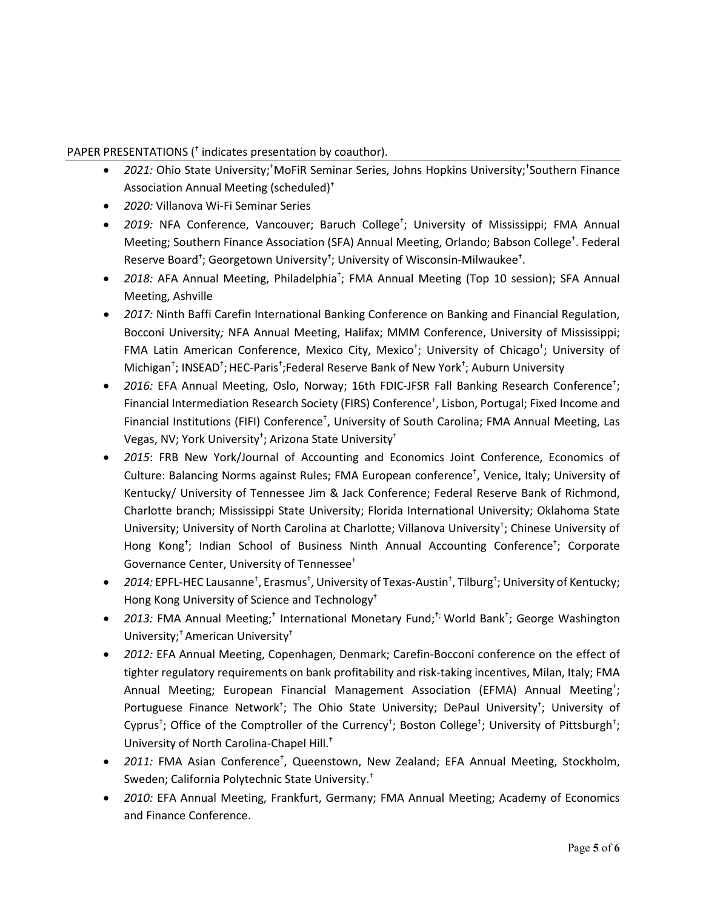PAPER PRESENTATIONS († indicates presentation by coauthor).

- *2021:* Ohio State University;†MoFiR Seminar Series, Johns Hopkins University;†Southern Finance Association Annual Meeting (scheduled)†
- *2020:* Villanova Wi-Fi Seminar Series
- *2019:* NFA Conference, Vancouver; Baruch College†; University of Mississippi; FMA Annual Meeting; Southern Finance Association (SFA) Annual Meeting, Orlando; Babson College†. Federal Reserve Board†; Georgetown University†; University of Wisconsin-Milwaukee†.
- *2018:* AFA Annual Meeting, Philadelphia†; FMA Annual Meeting (Top 10 session); SFA Annual Meeting, Ashville
- *2017:* Ninth Baffi Carefin International Banking Conference on Banking and Financial Regulation, Bocconi University*;* NFA Annual Meeting, Halifax; MMM Conference, University of Mississippi; FMA Latin American Conference, Mexico City, Mexico†; University of Chicago†; University of Michigan†; INSEAD†; HEC-Paris†;Federal Reserve Bank of New York†; Auburn University
- *2016:* EFA Annual Meeting, Oslo, Norway; 16th FDIC-JFSR Fall Banking Research Conference†; Financial Intermediation Research Society (FIRS) Conference†, Lisbon, Portugal; Fixed Income and Financial Institutions (FIFI) Conference†, University of South Carolina; FMA Annual Meeting, Las Vegas, NV; York University†; Arizona State University†
- *2015*: FRB New York/Journal of Accounting and Economics Joint Conference, Economics of Culture: Balancing Norms against Rules; FMA European conference†, Venice, Italy; University of Kentucky/ University of Tennessee Jim & Jack Conference; Federal Reserve Bank of Richmond, Charlotte branch; Mississippi State University; Florida International University; Oklahoma State University; University of North Carolina at Charlotte; Villanova University†; Chinese University of Hong Kong†; Indian School of Business Ninth Annual Accounting Conference†; Corporate Governance Center, University of Tennessee†
- *2014:* EPFL-HEC Lausanne†, Erasmus†, University of Texas-Austin†, Tilburg†; University of Kentucky; Hong Kong University of Science and Technology†
- *2013:* FMA Annual Meeting;† International Monetary Fund;†; World Bank†; George Washington University;† American University†
- *2012:* EFA Annual Meeting, Copenhagen, Denmark; Carefin-Bocconi conference on the effect of tighter regulatory requirements on bank profitability and risk-taking incentives, Milan, Italy; FMA Annual Meeting; European Financial Management Association (EFMA) Annual Meeting†; Portuguese Finance Network†; The Ohio State University; DePaul University†; University of Cyprus†; Office of the Comptroller of the Currency†; Boston College†; University of Pittsburgh†; University of North Carolina-Chapel Hill.†
- *2011:* FMA Asian Conference†, Queenstown, New Zealand; EFA Annual Meeting, Stockholm, Sweden; California Polytechnic State University.†
- *2010:* EFA Annual Meeting, Frankfurt, Germany; FMA Annual Meeting; Academy of Economics and Finance Conference.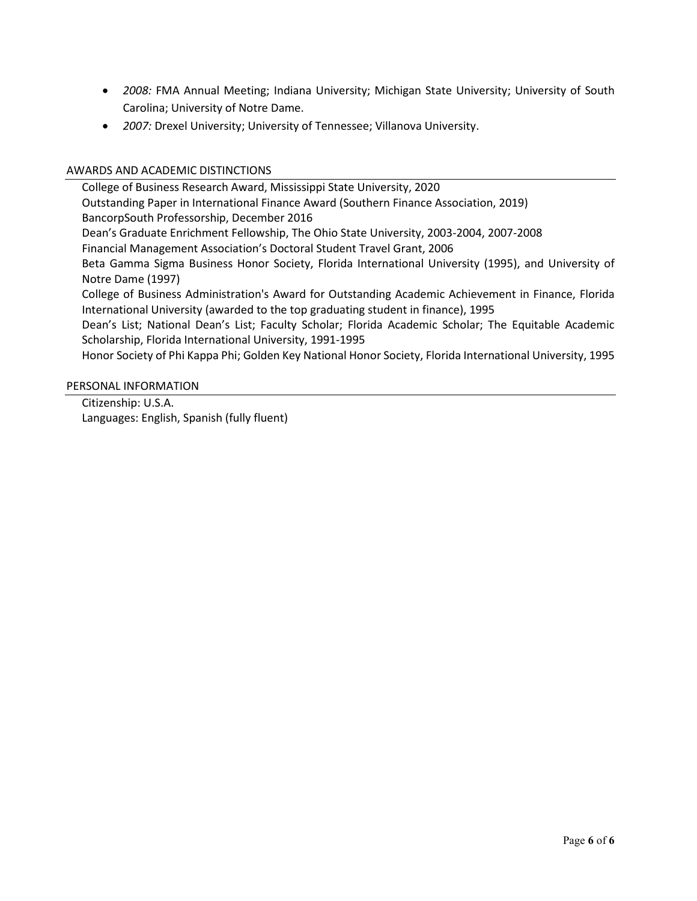- *2008:* FMA Annual Meeting; Indiana University; Michigan State University; University of South Carolina; University of Notre Dame.
- *2007:* Drexel University; University of Tennessee; Villanova University.

## AWARDS AND ACADEMIC DISTINCTIONS

College of Business Research Award, Mississippi State University, 2020

Outstanding Paper in International Finance Award (Southern Finance Association, 2019)

BancorpSouth Professorship, December 2016

Dean's Graduate Enrichment Fellowship, The Ohio State University, 2003-2004, 2007-2008

Financial Management Association's Doctoral Student Travel Grant, 2006

Beta Gamma Sigma Business Honor Society, Florida International University (1995), and University of Notre Dame (1997)

College of Business Administration's Award for Outstanding Academic Achievement in Finance, Florida International University (awarded to the top graduating student in finance), 1995

Dean's List; National Dean's List; Faculty Scholar; Florida Academic Scholar; The Equitable Academic Scholarship, Florida International University, 1991-1995

Honor Society of Phi Kappa Phi; Golden Key National Honor Society, Florida International University, 1995

## PERSONAL INFORMATION

Citizenship: U.S.A.

Languages: English, Spanish (fully fluent)